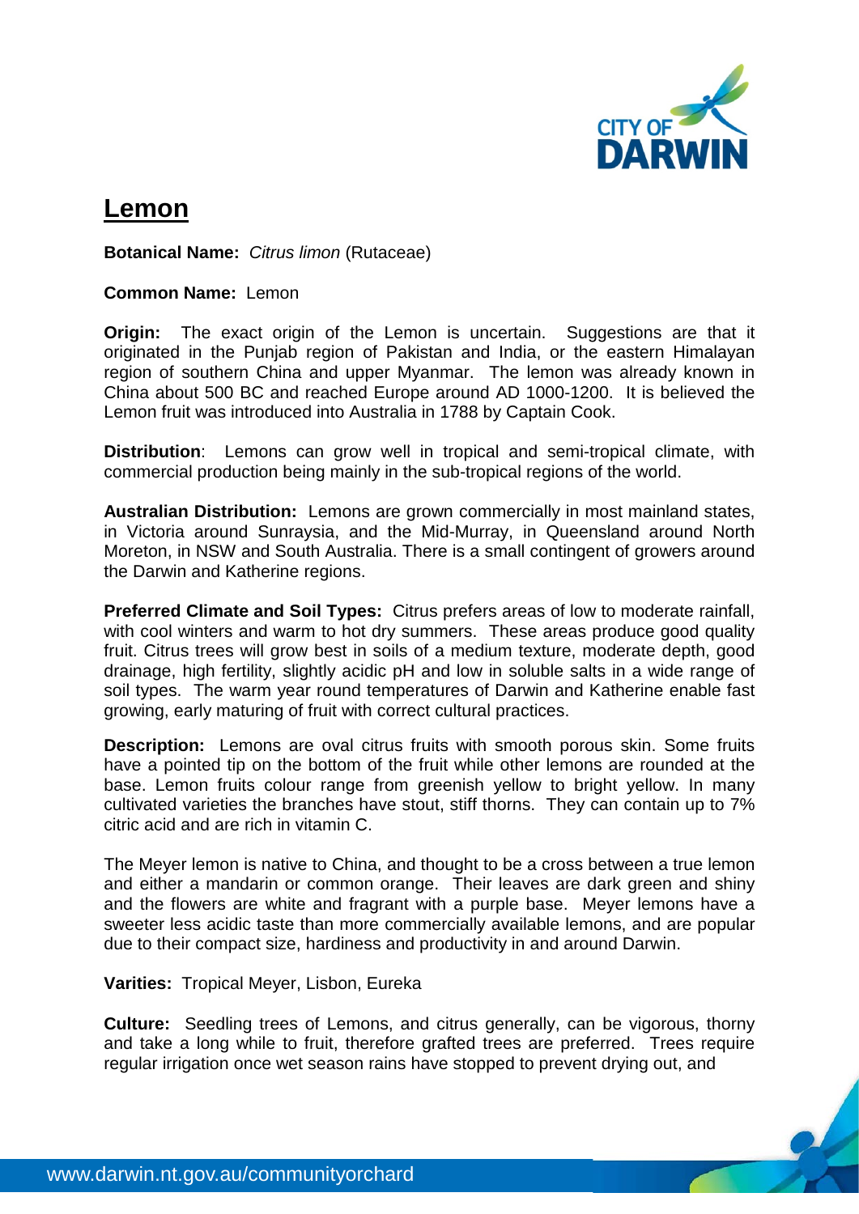# Lemon

**Botanical Name:** *Citrus limon* (Rutaceae)

**Common Name:** Lemon

**Origin:** The exact origin of the Lemon is uncertain. Suggestions are that it originated in the Punjab region of Pakistan and India, or the eastern Himalayan region of southern China and upper Myanmar. The lemon was already known in China about 500 BC and reached Europe around AD 1000-1200. It is believed the Lemon fruit was introduced into Australia in 1788 by Captain Cook.

**Distribution**: Lemons can grow well in tropical and semi-tropical climate, with commercial production being mainly in the sub-tropical regions of the world.

**Australian Distribution:** Lemons are grown commercially in most mainland states, in Victoria around Sunraysia, and the Mid-Murray, in Queensland around North Moreton, in NSW and South Australia. There is a small contingent of growers around the Darwin and Katherine regions.

**Preferred Climate and Soil Types:** Citrus prefers areas of low to moderate rainfall, with cool winters and warm to hot dry summers. These areas produce good quality fruit. Citrus trees will grow best in soils of a medium texture, moderate depth, good drainage, high fertility, slightly acidic pH and low in soluble salts in a wide range of soil types. The warm year round temperatures of Darwin and Katherine enable fast growing, early maturing of fruit with correct cultural practices.

**Description:** Lemons are oval citrus fruits with smooth porous skin. Some fruits have a pointed tip on the bottom of the fruit while other lemons are rounded at the base. Lemon fruits colour range from greenish yellow to bright yellow. In many cultivated varieties the branches have stout, stiff thorns. They can contain up to 7% citric acid and are rich in vitamin C.

The Meyer lemon is native to China, and thought to be a cross between a true lemon and either a mandarin or common orange. Their leaves are dark green and shiny and the flowers are white and fragrant with a purple base. Meyer lemons have a sweeter less acidic taste than more commercially available lemons, and are popular due to their compact size, hardiness and productivity in and around Darwin.

**Varities:** Tropical Meyer, Lisbon, Eureka

**Culture:** Seedling trees of Lemons, and citrus generally, can be vigorous, thorny and take a long while to fruit, therefore grafted trees are preferred. Trees require regular irrigation once wet season rains have stopped to prevent drying out, and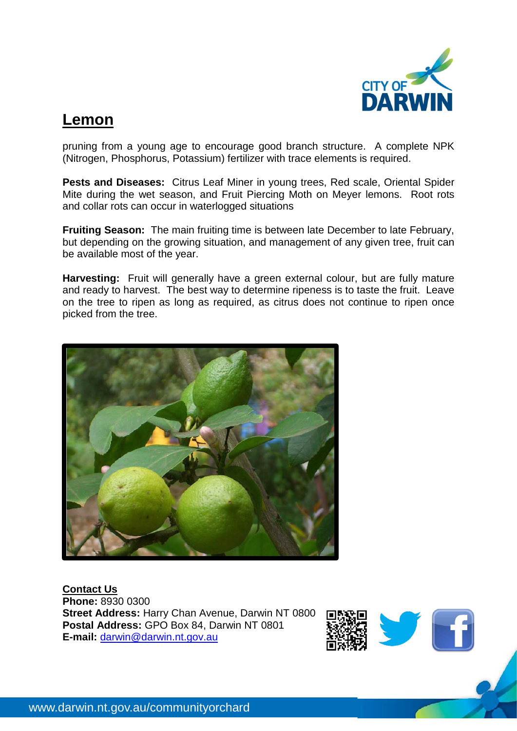# Lemon

pruning from a young age to encourage good branch structure. A complete NPK (Nitrogen, Phosphorus, Potassium) fertilizer with trace elements is required.

**Pests and Diseases:** Citrus Leaf Miner in young trees, Red scale, Oriental Spider Mite during the wet season, and Fruit Piercing Moth on Meyer lemons. Root rots and collar rots can occur in waterlogged situations

**Fruiting Season:** The main fruiting time is between late December to late February, but depending on the growing situation, and management of any given tree, fruit can be available most of the year.

**Harvesting:** Fruit will generally have a green external colour, but are fully mature and ready to harvest. The best way to determine ripeness is to taste the fruit. Leave on the tree to ripen as long as required, as citrus does not continue to ripen once picked from the tree.

**Contact Us**

**Phone:** 8930 0300
**Street Address:** Harry Chan Avenue, Darwin NT 0800
**Postal Address:** GPO Box 84, Darwin NT 0801
**E-mail:** darwin@darwin.nt.gov.au

www.darwin.nt.gov.au/communityorchard